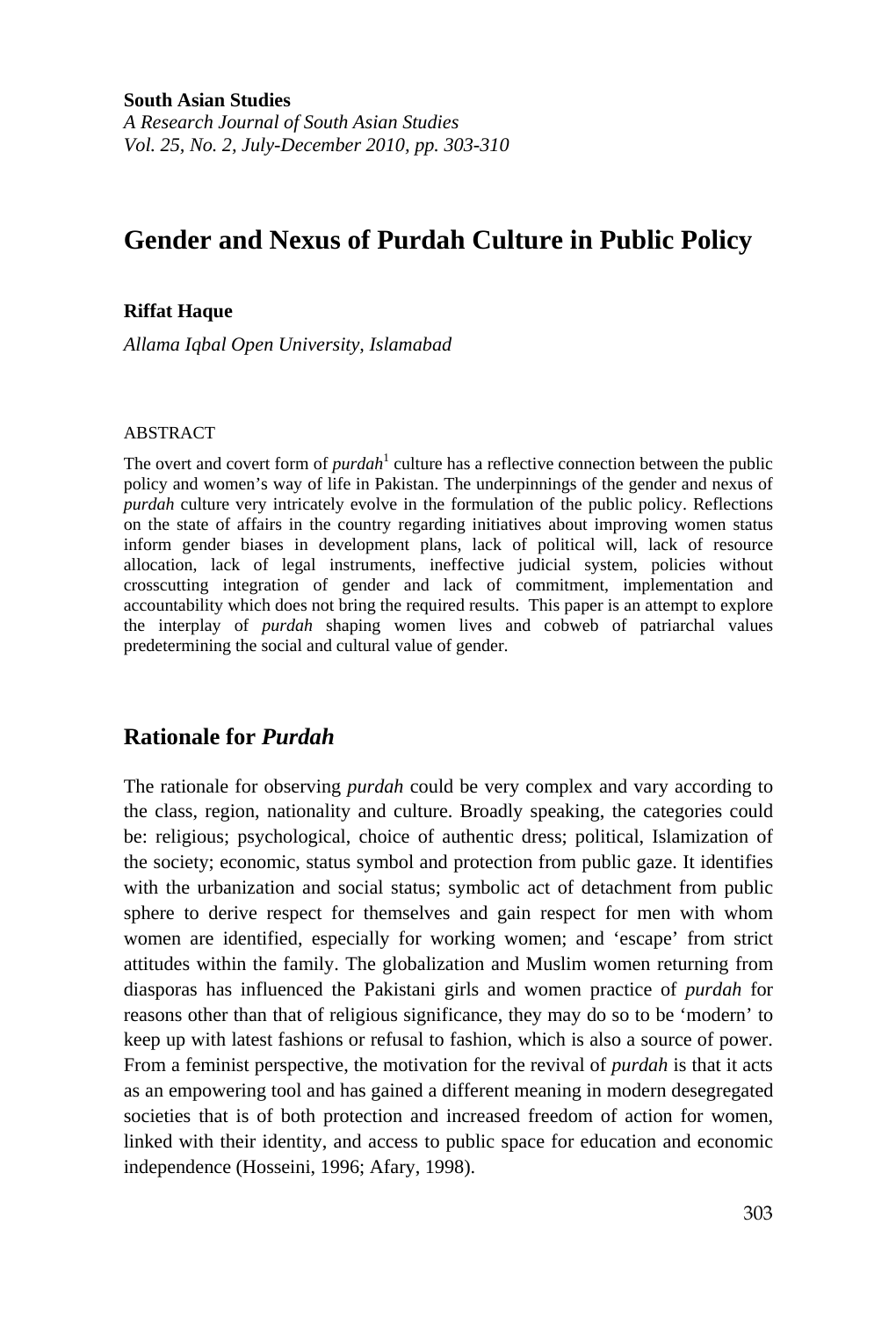**South Asian Studies**
*A Research Journal of South Asian Studies*
*Vol. 25, No. 2, July-December 2010, pp. 303-310*

# Gender and Nexus of Purdah Culture in Public Policy

**Riffat Haque**

*Allama Iqbal Open University, Islamabad*

ABSTRACT

The overt and covert form of *purdah*[1] culture has a reflective connection between the public policy and women's way of life in Pakistan. The underpinnings of the gender and nexus of *purdah* culture very intricately evolve in the formulation of the public policy. Reflections on the state of affairs in the country regarding initiatives about improving women status inform gender biases in development plans, lack of political will, lack of resource allocation, lack of legal instruments, ineffective judicial system, policies without crosscutting integration of gender and lack of commitment, implementation and accountability which does not bring the required results. This paper is an attempt to explore the interplay of *purdah* shaping women lives and cobweb of patriarchal values predetermining the social and cultural value of gender.

## Rationale for *Purdah*

The rationale for observing *purdah* could be very complex and vary according to the class, region, nationality and culture. Broadly speaking, the categories could be: religious; psychological, choice of authentic dress; political, Islamization of the society; economic, status symbol and protection from public gaze. It identifies with the urbanization and social status; symbolic act of detachment from public sphere to derive respect for themselves and gain respect for men with whom women are identified, especially for working women; and 'escape' from strict attitudes within the family. The globalization and Muslim women returning from diasporas has influenced the Pakistani girls and women practice of *purdah* for reasons other than that of religious significance, they may do so to be 'modern' to keep up with latest fashions or refusal to fashion, which is also a source of power. From a feminist perspective, the motivation for the revival of *purdah* is that it acts as an empowering tool and has gained a different meaning in modern desegregated societies that is of both protection and increased freedom of action for women, linked with their identity, and access to public space for education and economic independence (Hosseini, 1996; Afary, 1998).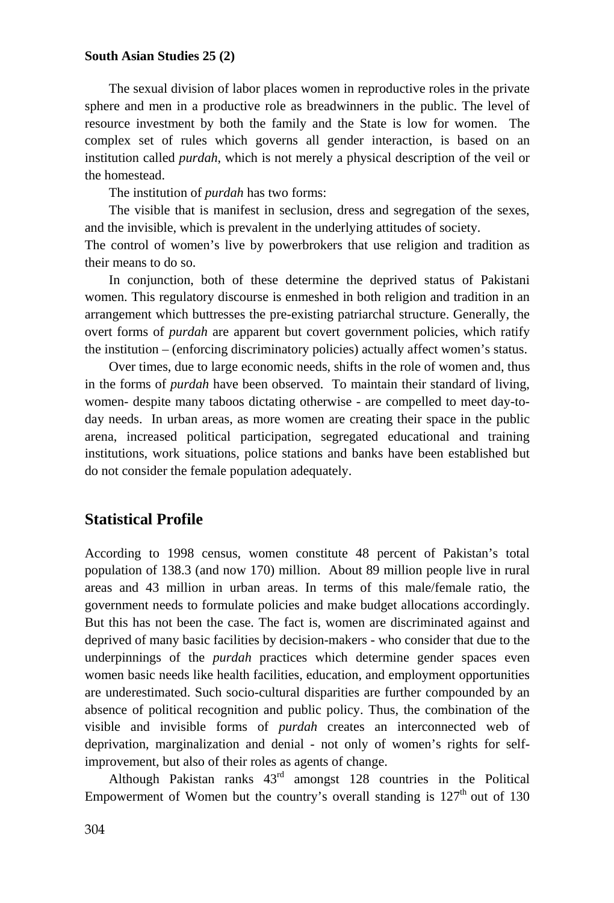The sexual division of labor places women in reproductive roles in the private sphere and men in a productive role as breadwinners in the public. The level of resource investment by both the family and the State is low for women. The complex set of rules which governs all gender interaction, is based on an institution called *purdah*, which is not merely a physical description of the veil or the homestead.

The institution of *purdah* has two forms:

The visible that is manifest in seclusion, dress and segregation of the sexes, and the invisible, which is prevalent in the underlying attitudes of society.

The control of women's live by powerbrokers that use religion and tradition as their means to do so.

In conjunction, both of these determine the deprived status of Pakistani women. This regulatory discourse is enmeshed in both religion and tradition in an arrangement which buttresses the pre-existing patriarchal structure. Generally, the overt forms of *purdah* are apparent but covert government policies, which ratify the institution – (enforcing discriminatory policies) actually affect women's status.

Over times, due to large economic needs, shifts in the role of women and, thus in the forms of *purdah* have been observed. To maintain their standard of living, women- despite many taboos dictating otherwise - are compelled to meet day-to-day needs. In urban areas, as more women are creating their space in the public arena, increased political participation, segregated educational and training institutions, work situations, police stations and banks have been established but do not consider the female population adequately.

## Statistical Profile

According to 1998 census, women constitute 48 percent of Pakistan's total population of 138.3 (and now 170) million. About 89 million people live in rural areas and 43 million in urban areas. In terms of this male/female ratio, the government needs to formulate policies and make budget allocations accordingly. But this has not been the case. The fact is, women are discriminated against and deprived of many basic facilities by decision-makers - who consider that due to the underpinnings of the *purdah* practices which determine gender spaces even women basic needs like health facilities, education, and employment opportunities are underestimated. Such socio-cultural disparities are further compounded by an absence of political recognition and public policy. Thus, the combination of the visible and invisible forms of *purdah* creates an interconnected web of deprivation, marginalization and denial - not only of women's rights for self-improvement, but also of their roles as agents of change.

Although Pakistan ranks 43rd amongst 128 countries in the Political Empowerment of Women but the country's overall standing is 127th out of 130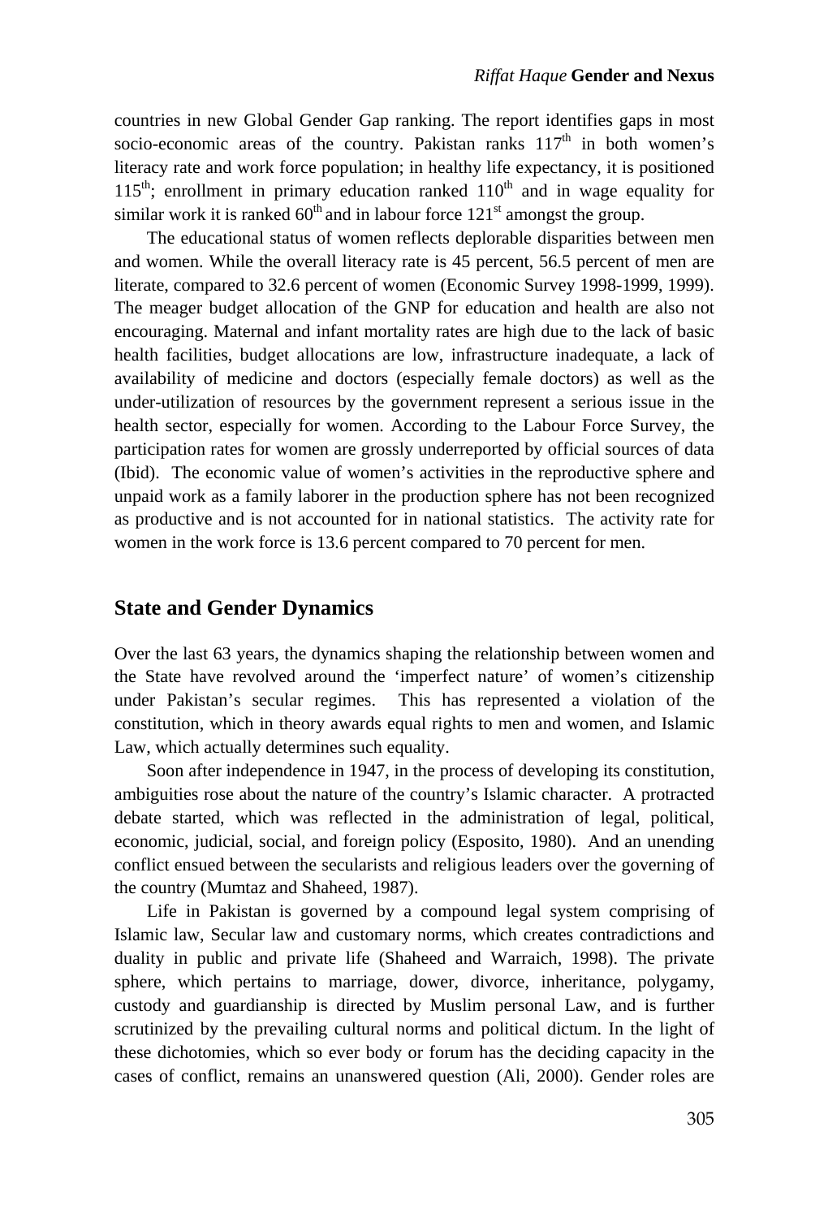countries in new Global Gender Gap ranking. The report identifies gaps in most socio-economic areas of the country. Pakistan ranks 117th in both women's literacy rate and work force population; in healthy life expectancy, it is positioned 115th; enrollment in primary education ranked 110th and in wage equality for similar work it is ranked 60th and in labour force 121st amongst the group.

The educational status of women reflects deplorable disparities between men and women. While the overall literacy rate is 45 percent, 56.5 percent of men are literate, compared to 32.6 percent of women (Economic Survey 1998-1999, 1999). The meager budget allocation of the GNP for education and health are also not encouraging. Maternal and infant mortality rates are high due to the lack of basic health facilities, budget allocations are low, infrastructure inadequate, a lack of availability of medicine and doctors (especially female doctors) as well as the under-utilization of resources by the government represent a serious issue in the health sector, especially for women. According to the Labour Force Survey, the participation rates for women are grossly underreported by official sources of data (Ibid). The economic value of women's activities in the reproductive sphere and unpaid work as a family laborer in the production sphere has not been recognized as productive and is not accounted for in national statistics. The activity rate for women in the work force is 13.6 percent compared to 70 percent for men.

## State and Gender Dynamics

Over the last 63 years, the dynamics shaping the relationship between women and the State have revolved around the 'imperfect nature' of women's citizenship under Pakistan's secular regimes. This has represented a violation of the constitution, which in theory awards equal rights to men and women, and Islamic Law, which actually determines such equality.

Soon after independence in 1947, in the process of developing its constitution, ambiguities rose about the nature of the country's Islamic character. A protracted debate started, which was reflected in the administration of legal, political, economic, judicial, social, and foreign policy (Esposito, 1980). And an unending conflict ensued between the secularists and religious leaders over the governing of the country (Mumtaz and Shaheed, 1987).

Life in Pakistan is governed by a compound legal system comprising of Islamic law, Secular law and customary norms, which creates contradictions and duality in public and private life (Shaheed and Warraich, 1998). The private sphere, which pertains to marriage, dower, divorce, inheritance, polygamy, custody and guardianship is directed by Muslim personal Law, and is further scrutinized by the prevailing cultural norms and political dictum. In the light of these dichotomies, which so ever body or forum has the deciding capacity in the cases of conflict, remains an unanswered question (Ali, 2000). Gender roles are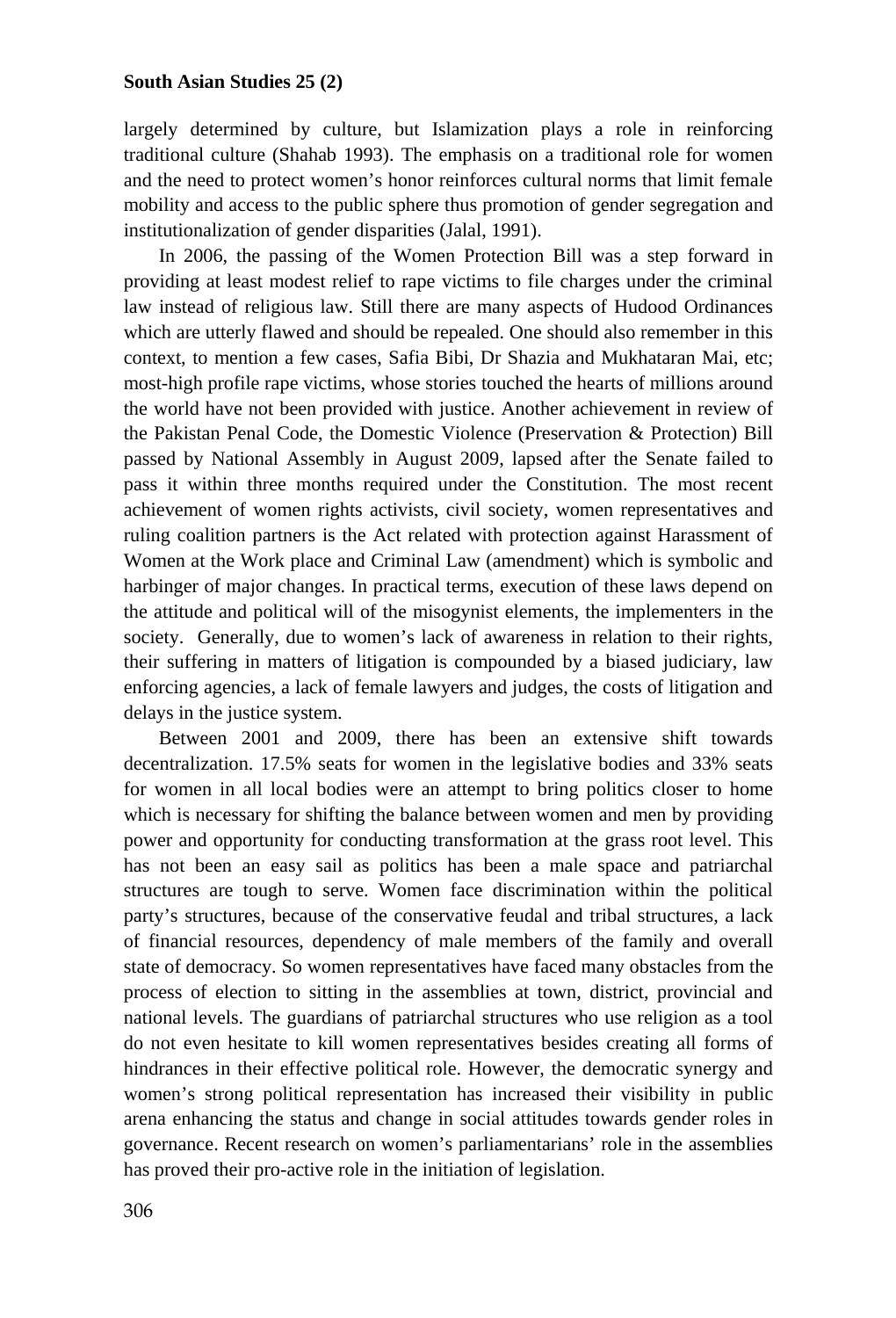largely determined by culture, but Islamization plays a role in reinforcing traditional culture (Shahab 1993). The emphasis on a traditional role for women and the need to protect women's honor reinforces cultural norms that limit female mobility and access to the public sphere thus promotion of gender segregation and institutionalization of gender disparities (Jalal, 1991).

In 2006, the passing of the Women Protection Bill was a step forward in providing at least modest relief to rape victims to file charges under the criminal law instead of religious law. Still there are many aspects of Hudood Ordinances which are utterly flawed and should be repealed. One should also remember in this context, to mention a few cases, Safia Bibi, Dr Shazia and Mukhataran Mai, etc; most-high profile rape victims, whose stories touched the hearts of millions around the world have not been provided with justice. Another achievement in review of the Pakistan Penal Code, the Domestic Violence (Preservation & Protection) Bill passed by National Assembly in August 2009, lapsed after the Senate failed to pass it within three months required under the Constitution. The most recent achievement of women rights activists, civil society, women representatives and ruling coalition partners is the Act related with protection against Harassment of Women at the Work place and Criminal Law (amendment) which is symbolic and harbinger of major changes. In practical terms, execution of these laws depend on the attitude and political will of the misogynist elements, the implementers in the society. Generally, due to women's lack of awareness in relation to their rights, their suffering in matters of litigation is compounded by a biased judiciary, law enforcing agencies, a lack of female lawyers and judges, the costs of litigation and delays in the justice system.

Between 2001 and 2009, there has been an extensive shift towards decentralization. 17.5% seats for women in the legislative bodies and 33% seats for women in all local bodies were an attempt to bring politics closer to home which is necessary for shifting the balance between women and men by providing power and opportunity for conducting transformation at the grass root level. This has not been an easy sail as politics has been a male space and patriarchal structures are tough to serve. Women face discrimination within the political party's structures, because of the conservative feudal and tribal structures, a lack of financial resources, dependency of male members of the family and overall state of democracy. So women representatives have faced many obstacles from the process of election to sitting in the assemblies at town, district, provincial and national levels. The guardians of patriarchal structures who use religion as a tool do not even hesitate to kill women representatives besides creating all forms of hindrances in their effective political role. However, the democratic synergy and women's strong political representation has increased their visibility in public arena enhancing the status and change in social attitudes towards gender roles in governance. Recent research on women's parliamentarians' role in the assemblies has proved their pro-active role in the initiation of legislation.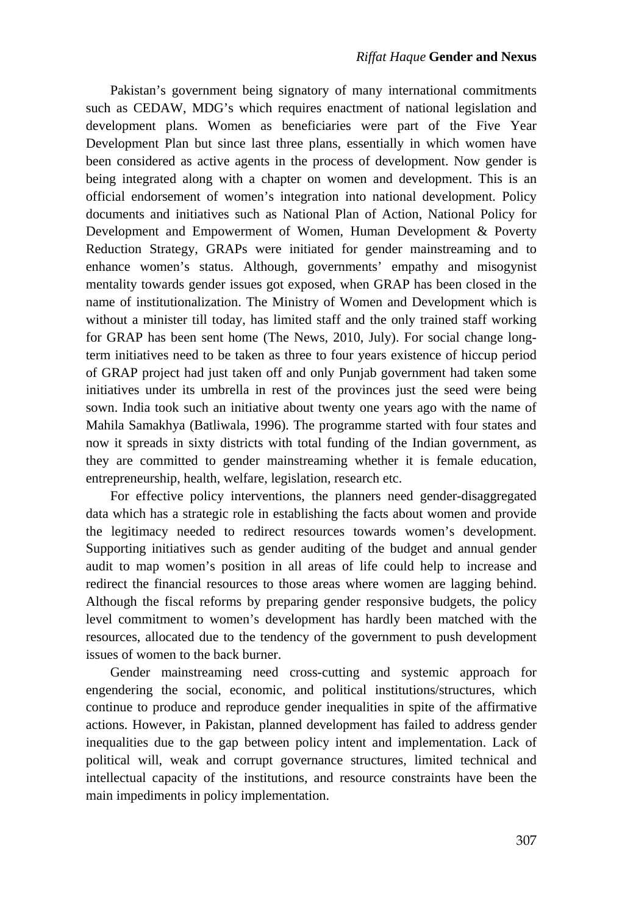Pakistan's government being signatory of many international commitments such as CEDAW, MDG's which requires enactment of national legislation and development plans. Women as beneficiaries were part of the Five Year Development Plan but since last three plans, essentially in which women have been considered as active agents in the process of development. Now gender is being integrated along with a chapter on women and development. This is an official endorsement of women's integration into national development. Policy documents and initiatives such as National Plan of Action, National Policy for Development and Empowerment of Women, Human Development & Poverty Reduction Strategy, GRAPs were initiated for gender mainstreaming and to enhance women's status. Although, governments' empathy and misogynist mentality towards gender issues got exposed, when GRAP has been closed in the name of institutionalization. The Ministry of Women and Development which is without a minister till today, has limited staff and the only trained staff working for GRAP has been sent home (The News, 2010, July). For social change long-term initiatives need to be taken as three to four years existence of hiccup period of GRAP project had just taken off and only Punjab government had taken some initiatives under its umbrella in rest of the provinces just the seed were being sown. India took such an initiative about twenty one years ago with the name of Mahila Samakhya (Batliwala, 1996). The programme started with four states and now it spreads in sixty districts with total funding of the Indian government, as they are committed to gender mainstreaming whether it is female education, entrepreneurship, health, welfare, legislation, research etc.

For effective policy interventions, the planners need gender-disaggregated data which has a strategic role in establishing the facts about women and provide the legitimacy needed to redirect resources towards women's development. Supporting initiatives such as gender auditing of the budget and annual gender audit to map women's position in all areas of life could help to increase and redirect the financial resources to those areas where women are lagging behind. Although the fiscal reforms by preparing gender responsive budgets, the policy level commitment to women's development has hardly been matched with the resources, allocated due to the tendency of the government to push development issues of women to the back burner.

Gender mainstreaming need cross-cutting and systemic approach for engendering the social, economic, and political institutions/structures, which continue to produce and reproduce gender inequalities in spite of the affirmative actions. However, in Pakistan, planned development has failed to address gender inequalities due to the gap between policy intent and implementation. Lack of political will, weak and corrupt governance structures, limited technical and intellectual capacity of the institutions, and resource constraints have been the main impediments in policy implementation.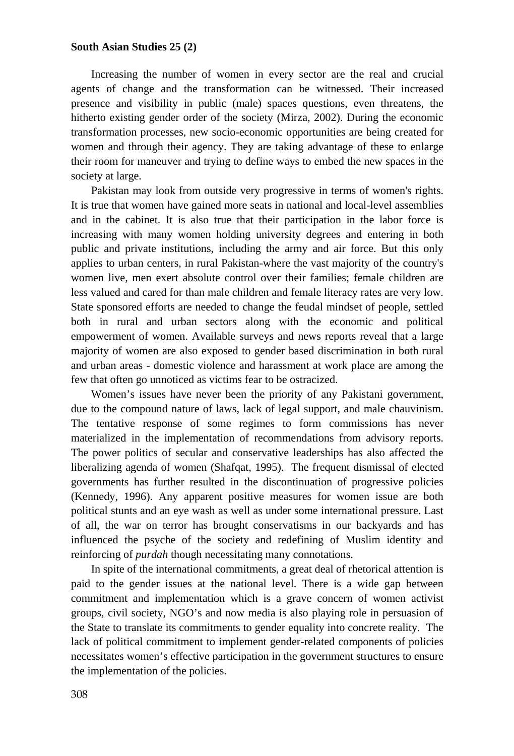Increasing the number of women in every sector are the real and crucial agents of change and the transformation can be witnessed. Their increased presence and visibility in public (male) spaces questions, even threatens, the hitherto existing gender order of the society (Mirza, 2002). During the economic transformation processes, new socio-economic opportunities are being created for women and through their agency. They are taking advantage of these to enlarge their room for maneuver and trying to define ways to embed the new spaces in the society at large.

Pakistan may look from outside very progressive in terms of women's rights. It is true that women have gained more seats in national and local-level assemblies and in the cabinet. It is also true that their participation in the labor force is increasing with many women holding university degrees and entering in both public and private institutions, including the army and air force. But this only applies to urban centers, in rural Pakistan-where the vast majority of the country's women live, men exert absolute control over their families; female children are less valued and cared for than male children and female literacy rates are very low. State sponsored efforts are needed to change the feudal mindset of people, settled both in rural and urban sectors along with the economic and political empowerment of women. Available surveys and news reports reveal that a large majority of women are also exposed to gender based discrimination in both rural and urban areas - domestic violence and harassment at work place are among the few that often go unnoticed as victims fear to be ostracized.

Women's issues have never been the priority of any Pakistani government, due to the compound nature of laws, lack of legal support, and male chauvinism. The tentative response of some regimes to form commissions has never materialized in the implementation of recommendations from advisory reports. The power politics of secular and conservative leaderships has also affected the liberalizing agenda of women (Shafqat, 1995). The frequent dismissal of elected governments has further resulted in the discontinuation of progressive policies (Kennedy, 1996). Any apparent positive measures for women issue are both political stunts and an eye wash as well as under some international pressure. Last of all, the war on terror has brought conservatisms in our backyards and has influenced the psyche of the society and redefining of Muslim identity and reinforcing of *purdah* though necessitating many connotations.

In spite of the international commitments, a great deal of rhetorical attention is paid to the gender issues at the national level. There is a wide gap between commitment and implementation which is a grave concern of women activist groups, civil society, NGO's and now media is also playing role in persuasion of the State to translate its commitments to gender equality into concrete reality. The lack of political commitment to implement gender-related components of policies necessitates women's effective participation in the government structures to ensure the implementation of the policies.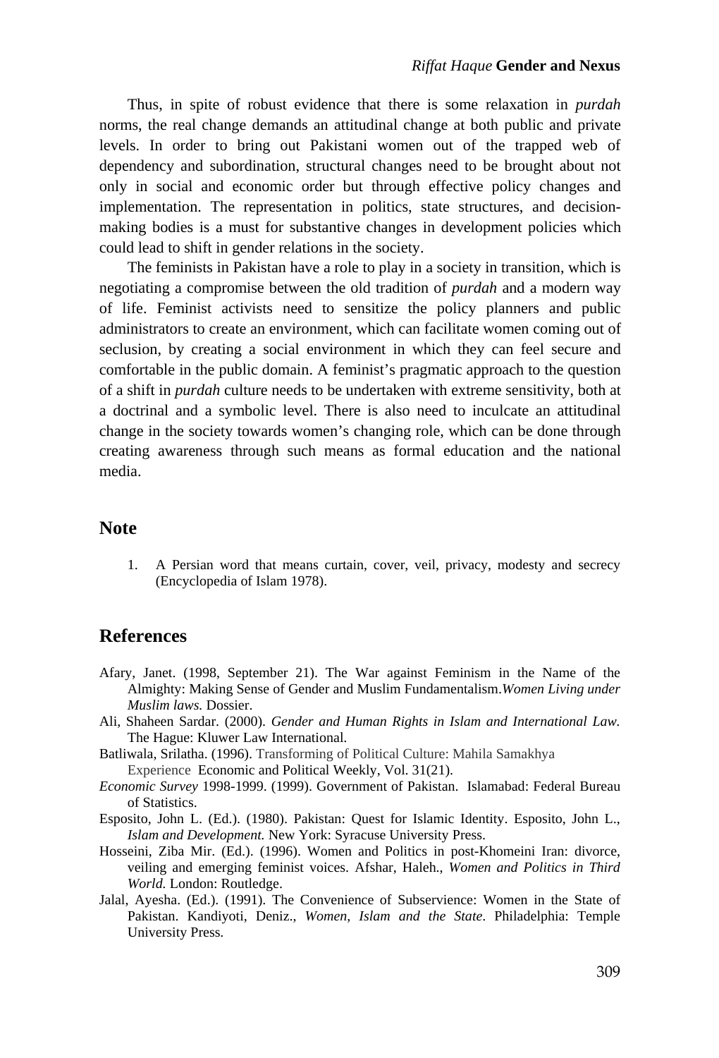Thus, in spite of robust evidence that there is some relaxation in *purdah* norms, the real change demands an attitudinal change at both public and private levels. In order to bring out Pakistani women out of the trapped web of dependency and subordination, structural changes need to be brought about not only in social and economic order but through effective policy changes and implementation. The representation in politics, state structures, and decision-making bodies is a must for substantive changes in development policies which could lead to shift in gender relations in the society.

The feminists in Pakistan have a role to play in a society in transition, which is negotiating a compromise between the old tradition of *purdah* and a modern way of life. Feminist activists need to sensitize the policy planners and public administrators to create an environment, which can facilitate women coming out of seclusion, by creating a social environment in which they can feel secure and comfortable in the public domain. A feminist's pragmatic approach to the question of a shift in *purdah* culture needs to be undertaken with extreme sensitivity, both at a doctrinal and a symbolic level. There is also need to inculcate an attitudinal change in the society towards women's changing role, which can be done through creating awareness through such means as formal education and the national media.

## Note

1. A Persian word that means curtain, cover, veil, privacy, modesty and secrecy (Encyclopedia of Islam 1978).

## References

Afary, Janet. (1998, September 21). The War against Feminism in the Name of the Almighty: Making Sense of Gender and Muslim Fundamentalism.*Women Living under Muslim laws.* Dossier.

Ali, Shaheen Sardar. (2000). *Gender and Human Rights in Islam and International Law.* The Hague: Kluwer Law International.

Batliwala, Srilatha. (1996). Transforming of Political Culture: Mahila Samakhya Experience Economic and Political Weekly, Vol. 31(21).

*Economic Survey* 1998-1999. (1999). Government of Pakistan. Islamabad: Federal Bureau of Statistics.

Esposito, John L. (Ed.). (1980). Pakistan: Quest for Islamic Identity. Esposito, John L., *Islam and Development.* New York: Syracuse University Press.

Hosseini, Ziba Mir. (Ed.). (1996). Women and Politics in post-Khomeini Iran: divorce, veiling and emerging feminist voices. Afshar, Haleh., *Women and Politics in Third World.* London: Routledge.

Jalal, Ayesha. (Ed.). (1991). The Convenience of Subservience: Women in the State of Pakistan. Kandiyoti, Deniz., *Women, Islam and the State*. Philadelphia: Temple University Press.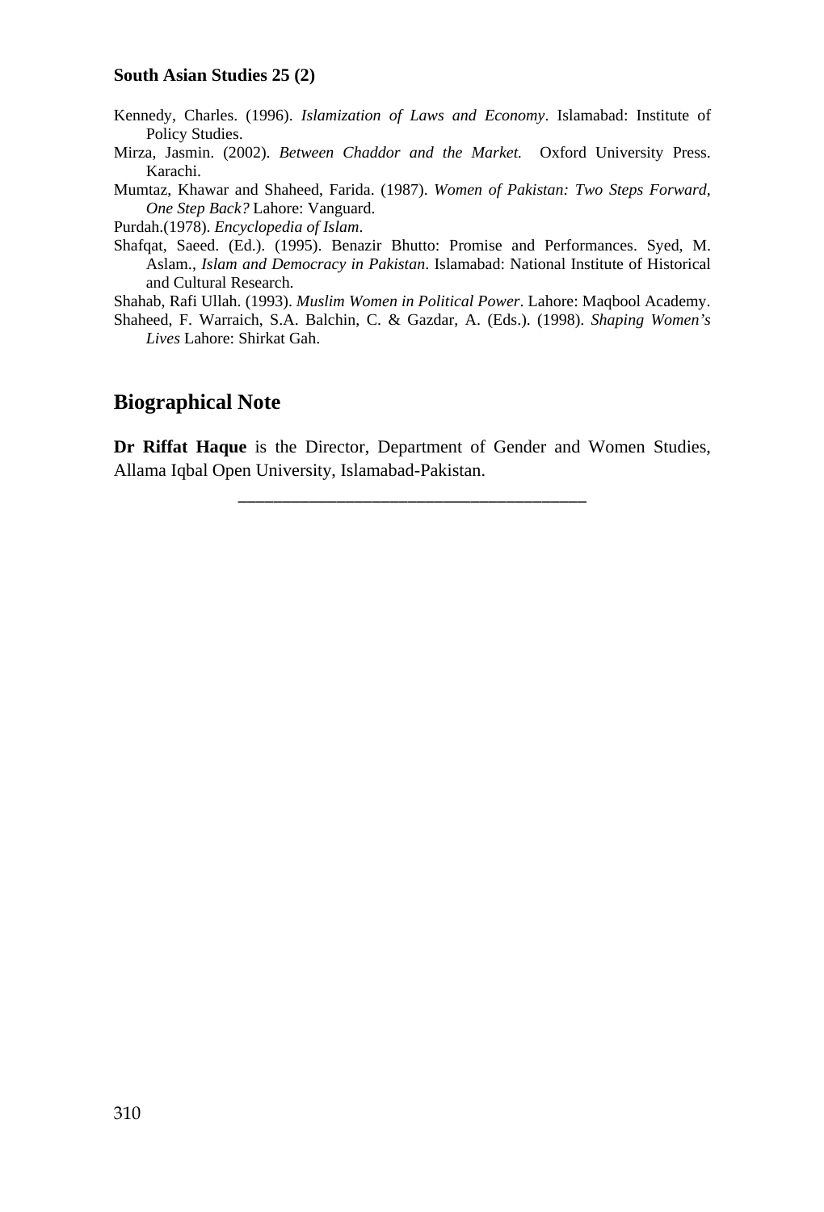Kennedy, Charles. (1996). *Islamization of Laws and Economy*. Islamabad: Institute of Policy Studies.

Mirza, Jasmin. (2002). *Between Chaddor and the Market.* Oxford University Press. Karachi.

Mumtaz, Khawar and Shaheed, Farida. (1987). *Women of Pakistan: Two Steps Forward, One Step Back?* Lahore: Vanguard.

Purdah.(1978). *Encyclopedia of Islam*.

Shafqat, Saeed. (Ed.). (1995). Benazir Bhutto: Promise and Performances. Syed, M. Aslam., *Islam and Democracy in Pakistan*. Islamabad: National Institute of Historical and Cultural Research.

Shahab, Rafi Ullah. (1993). *Muslim Women in Political Power*. Lahore: Maqbool Academy.

Shaheed, F. Warraich, S.A. Balchin, C. & Gazdar, A. (Eds.). (1998). *Shaping Women's Lives* Lahore: Shirkat Gah.

## Biographical Note

**Dr Riffat Haque** is the Director, Department of Gender and Women Studies, Allama Iqbal Open University, Islamabad-Pakistan.

---